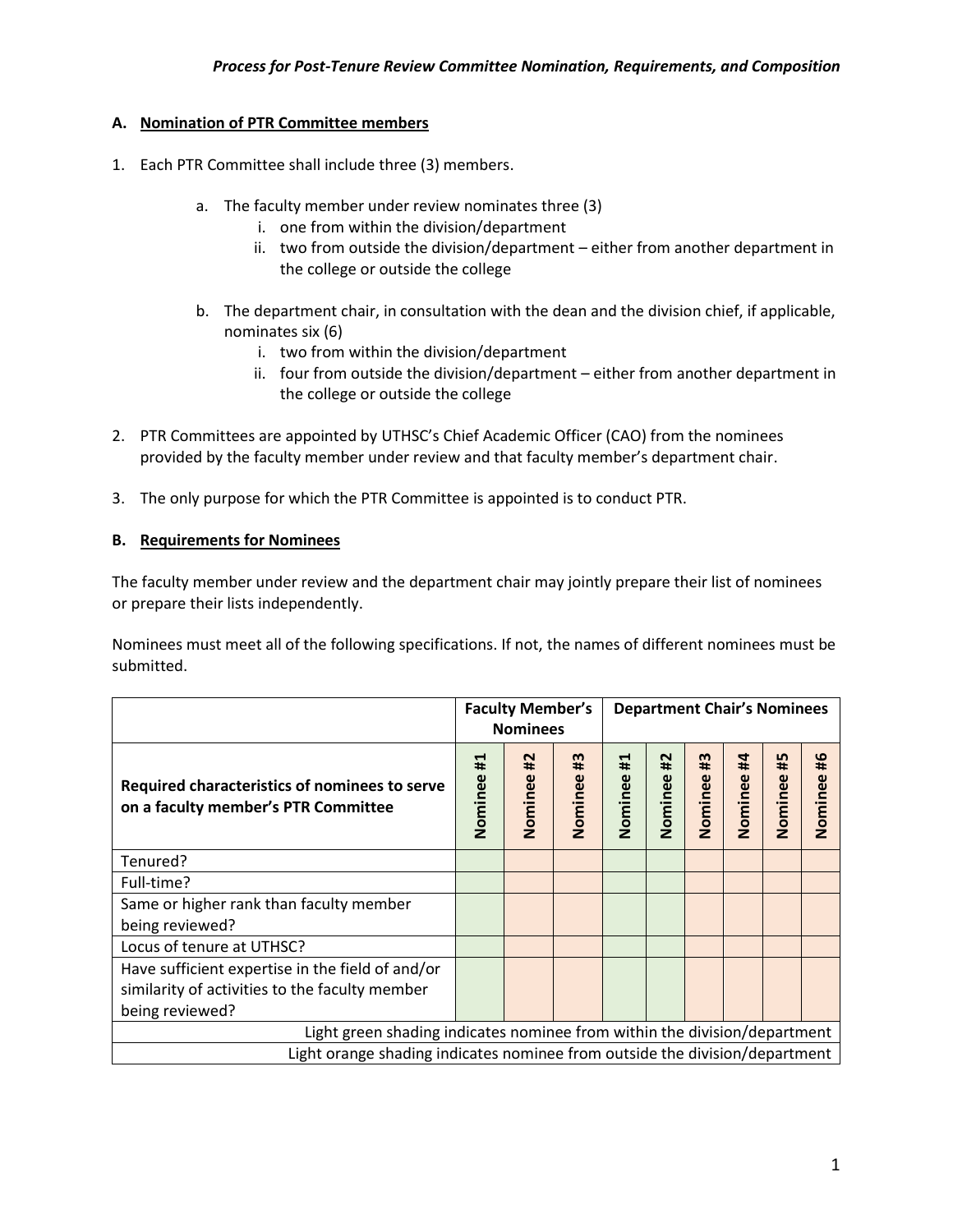*Process for Post-Tenure Review Committee Nomination, Requirements, and Composition*

**A. Nomination of PTR Committee members**

1. Each PTR Committee shall include three (3) members.

    a. The faculty member under review nominates three (3)
        i. one from within the division/department
        ii. two from outside the division/department – either from another department in the college or outside the college

    b. The department chair, in consultation with the dean and the division chief, if applicable, nominates six (6)
        i. two from within the division/department
        ii. four from outside the division/department – either from another department in the college or outside the college

2. PTR Committees are appointed by UTHSC's Chief Academic Officer (CAO) from the nominees provided by the faculty member under review and that faculty member's department chair.

3. The only purpose for which the PTR Committee is appointed is to conduct PTR.

**B. Requirements for Nominees**

The faculty member under review and the department chair may jointly prepare their list of nominees or prepare their lists independently.

Nominees must meet all of the following specifications. If not, the names of different nominees must be submitted.

| | **Faculty Member's Nominees** | | | **Department Chair's Nominees** | | | | | |
|---|---|---|---|---|---|---|---|---|---|
| **Required characteristics of nominees to serve on a faculty member's PTR Committee** | **Nominee #1** | **Nominee #2** | **Nominee #3** | **Nominee #1** | **Nominee #2** | **Nominee #3** | **Nominee #4** | **Nominee #5** | **Nominee #6** |
| Tenured? | | | | | | | | | |
| Full-time? | | | | | | | | | |
| Same or higher rank than faculty member being reviewed? | | | | | | | | | |
| Locus of tenure at UTHSC? | | | | | | | | | |
| Have sufficient expertise in the field of and/or similarity of activities to the faculty member being reviewed? | | | | | | | | | |
| Light green shading indicates nominee from within the division/department | | | | | | | | | |
| Light orange shading indicates nominee from outside the division/department | | | | | | | | | |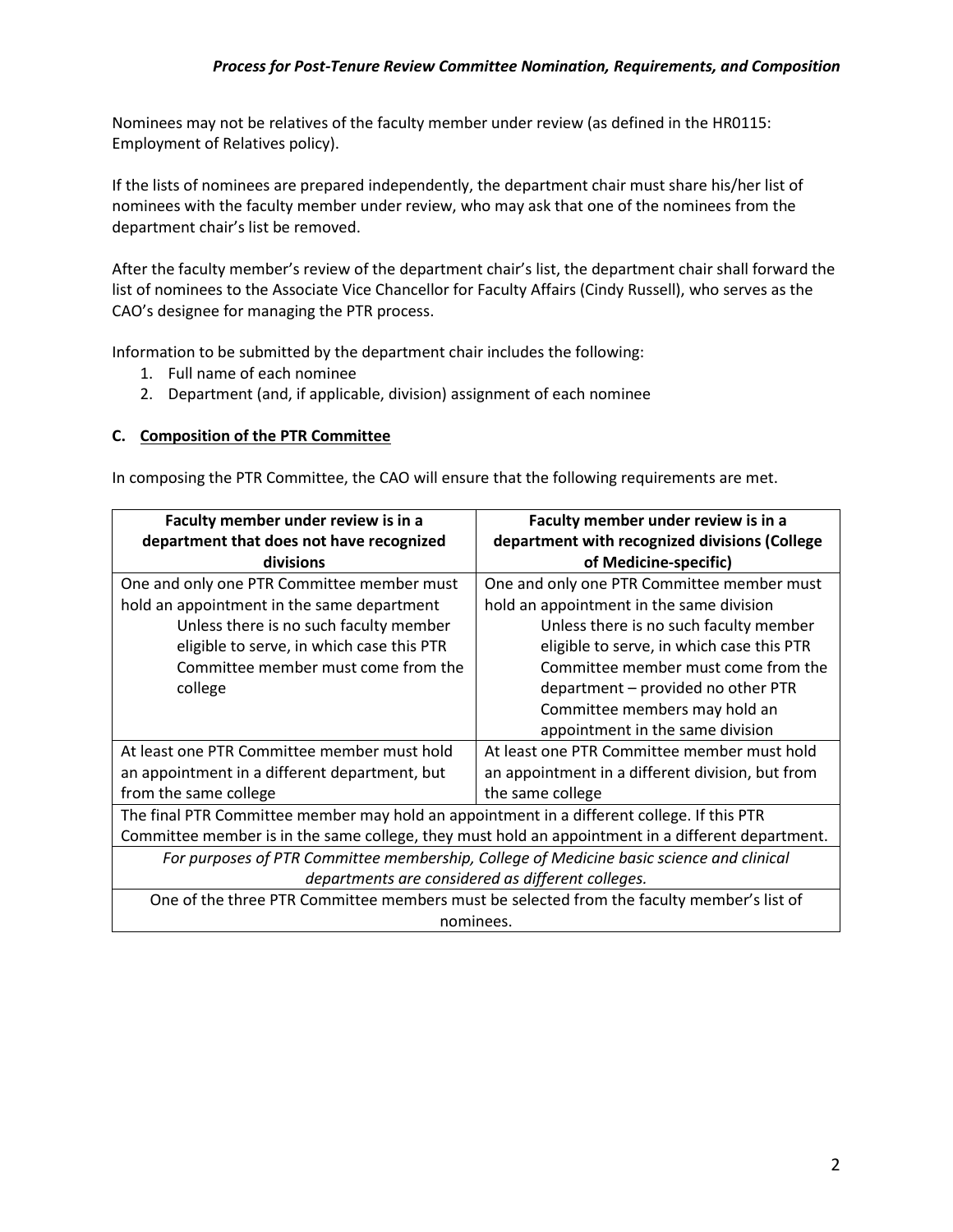Nominees may not be relatives of the faculty member under review (as defined in the HR0115: Employment of Relatives policy).

If the lists of nominees are prepared independently, the department chair must share his/her list of nominees with the faculty member under review, who may ask that one of the nominees from the department chair's list be removed.

After the faculty member's review of the department chair's list, the department chair shall forward the list of nominees to the Associate Vice Chancellor for Faculty Affairs (Cindy Russell), who serves as the CAO's designee for managing the PTR process.

Information to be submitted by the department chair includes the following:

1. Full name of each nominee
2. Department (and, if applicable, division) assignment of each nominee

### C. Composition of the PTR Committee

In composing the PTR Committee, the CAO will ensure that the following requirements are met.

| Faculty member under review is in a department that does not have recognized divisions | Faculty member under review is in a department with recognized divisions (College of Medicine-specific) |
|---|---|
| One and only one PTR Committee member must hold an appointment in the same department<br>Unless there is no such faculty member eligible to serve, in which case this PTR Committee member must come from the college | One and only one PTR Committee member must hold an appointment in the same division<br>Unless there is no such faculty member eligible to serve, in which case this PTR Committee member must come from the department – provided no other PTR Committee members may hold an appointment in the same division |
| At least one PTR Committee member must hold an appointment in a different department, but from the same college | At least one PTR Committee member must hold an appointment in a different division, but from the same college |
| The final PTR Committee member may hold an appointment in a different college. If this PTR Committee member is in the same college, they must hold an appointment in a different department. | |
| *For purposes of PTR Committee membership, College of Medicine basic science and clinical departments are considered as different colleges.* | |
| One of the three PTR Committee members must be selected from the faculty member's list of nominees. | |